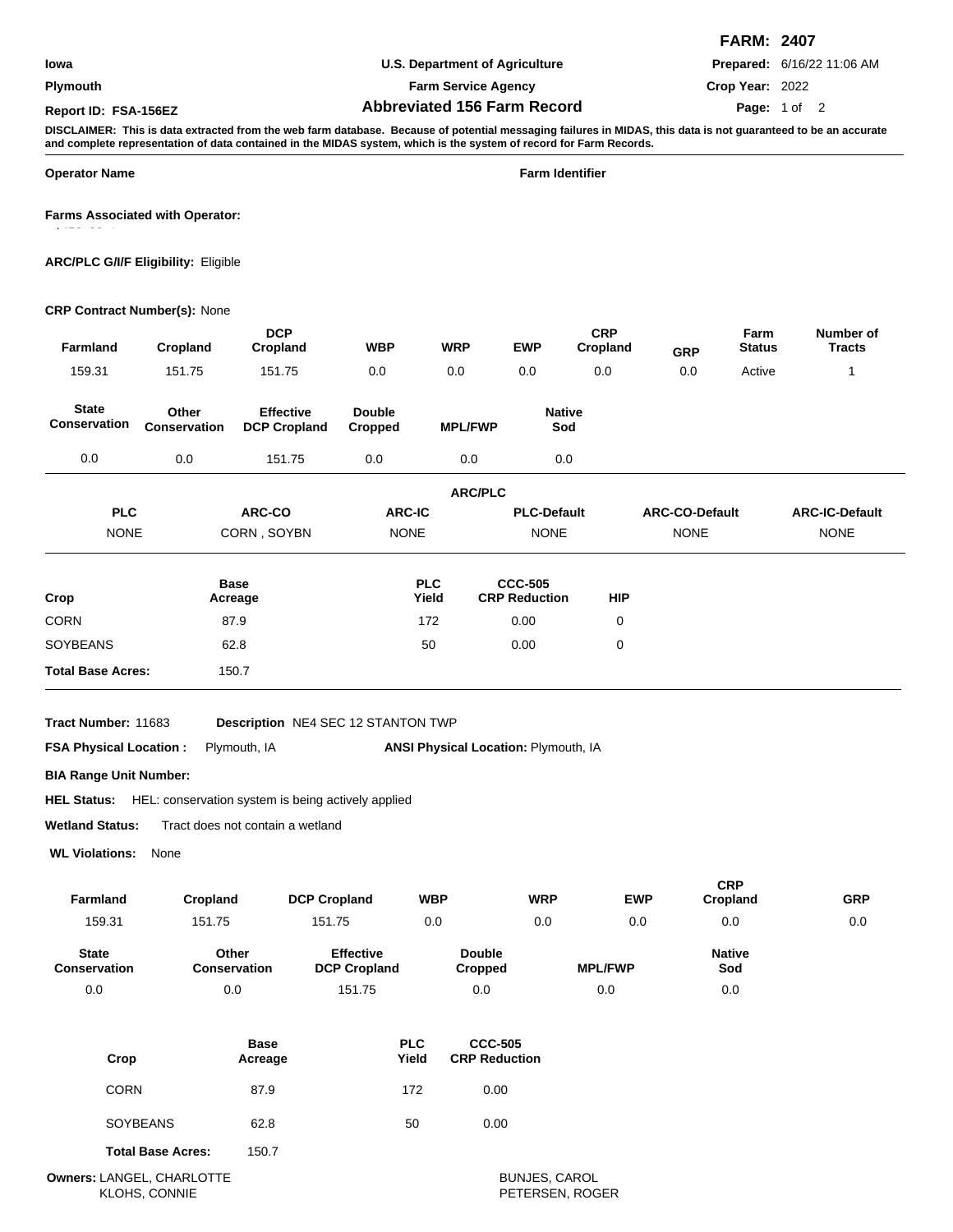**FARM: 2407**

| Iowa | U.S. Department of Agriculture | Prepared: 6/16/22 11:06 AM |
|---|---|---|
| Plymouth | Farm Service Agency | Crop Year: 2022 |
| Report ID: FSA-156EZ | **Abbreviated 156 Farm Record** | |

**DISCLAIMER: This is data extracted from the web farm database. Because of potential messaging failures in MIDAS, this data is not guaranteed to be an accurate and complete representation of data contained in the MIDAS system, which is the system of record for Farm Records.**

**Operator Name** **Farm Identifier**

**Farms Associated with Operator:**

**ARC/PLC G/I/F Eligibility:** Eligible

**CRP Contract Number(s):** None

| Farmland | Cropland | DCP Cropland | WBP | WRP | EWP | CRP Cropland | GRP | Farm Status | Number of Tracts |
|---|---|---|---|---|---|---|---|---|---|
| 159.31 | 151.75 | 151.75 | 0.0 | 0.0 | 0.0 | 0.0 | 0.0 | Active | 1 |

| State Conservation | Other Conservation | Effective DCP Cropland | Double Cropped | MPL/FWP | Native Sod |
|---|---|---|---|---|---|
| 0.0 | 0.0 | 151.75 | 0.0 | 0.0 | 0.0 |

**ARC/PLC**

| PLC | ARC-CO | ARC-IC | PLC-Default | ARC-CO-Default | ARC-IC-Default |
|---|---|---|---|---|---|
| NONE | CORN , SOYBN | NONE | NONE | NONE | NONE |

| Crop | Base Acreage | PLC Yield | CCC-505 CRP Reduction | HIP |
|---|---|---|---|---|
| CORN | 87.9 | 172 | 0.00 | 0 |
| SOYBEANS | 62.8 | 50 | 0.00 | 0 |
| **Total Base Acres:** | 150.7 | | | |

**Tract Number:** 11683 **Description** NE4 SEC 12 STANTON TWP

**FSA Physical Location :** Plymouth, IA **ANSI Physical Location:** Plymouth, IA

**BIA Range Unit Number:**

**HEL Status:** HEL: conservation system is being actively applied

**Wetland Status:** Tract does not contain a wetland

**WL Violations:** None

| Farmland | Cropland | DCP Cropland | WBP | WRP | EWP | CRP Cropland | GRP |
|---|---|---|---|---|---|---|---|
| 159.31 | 151.75 | 151.75 | 0.0 | 0.0 | 0.0 | 0.0 | 0.0 |

| State Conservation | Other Conservation | Effective DCP Cropland | Double Cropped | MPL/FWP | Native Sod |
|---|---|---|---|---|---|
| 0.0 | 0.0 | 151.75 | 0.0 | 0.0 | 0.0 |

| Crop | Base Acreage | PLC Yield | CCC-505 CRP Reduction |
|---|---|---|---|
| CORN | 87.9 | 172 | 0.00 |
| SOYBEANS | 62.8 | 50 | 0.00 |
| **Total Base Acres:** | 150.7 | | |

**Owners:** LANGEL, CHARLOTTE
KLOHS, CONNIE
BUNJES, CAROL
PETERSEN, ROGER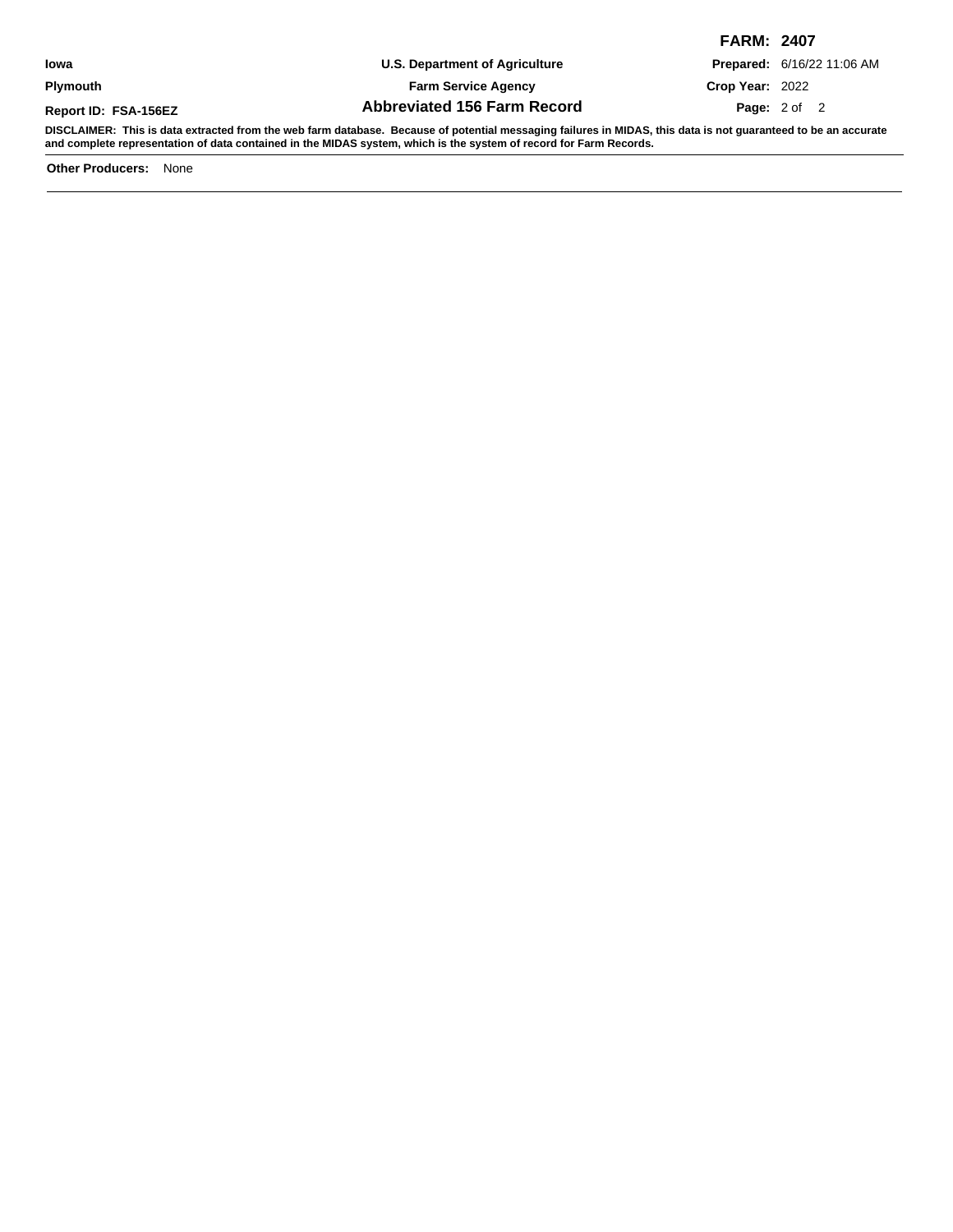**Other Producers:** None